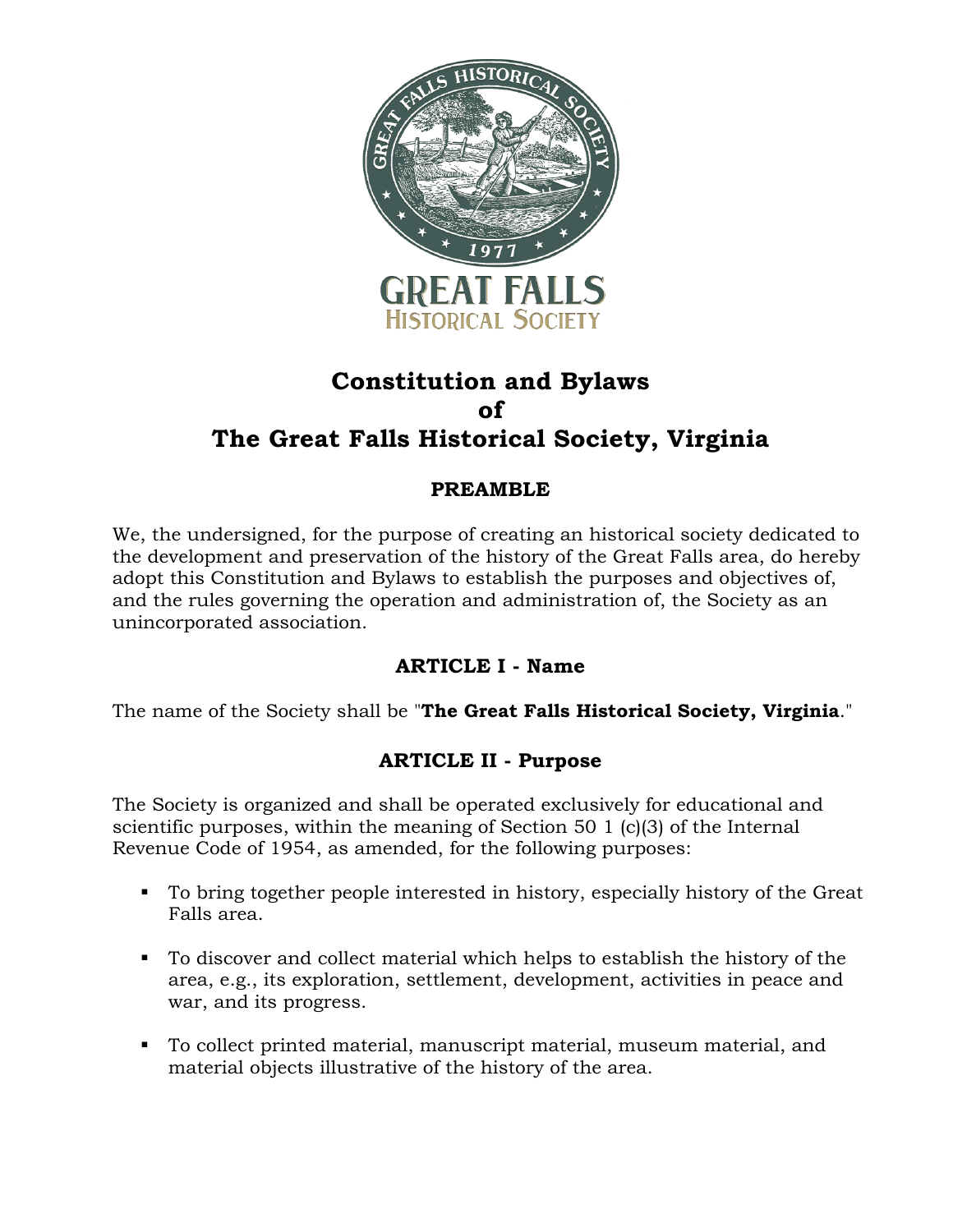# Constitution and Bylaws of The Great Falls Historical Society, Virginia

## PREAMBLE

We, the undersigned, for the purpose of creating an historical society dedicated to the development and preservation of the history of the Great Falls area, do hereby adopt this Constitution and Bylaws to establish the purposes and objectives of, and the rules governing the operation and administration of, the Society as an unincorporated association.

## ARTICLE I - Name

The name of the Society shall be "**The Great Falls Historical Society, Virginia**."

## ARTICLE II - Purpose

The Society is organized and shall be operated exclusively for educational and scientific purposes, within the meaning of Section 50 1 (c)(3) of the Internal Revenue Code of 1954, as amended, for the following purposes:

- To bring together people interested in history, especially history of the Great Falls area.
- To discover and collect material which helps to establish the history of the area, e.g., its exploration, settlement, development, activities in peace and war, and its progress.
- To collect printed material, manuscript material, museum material, and material objects illustrative of the history of the area.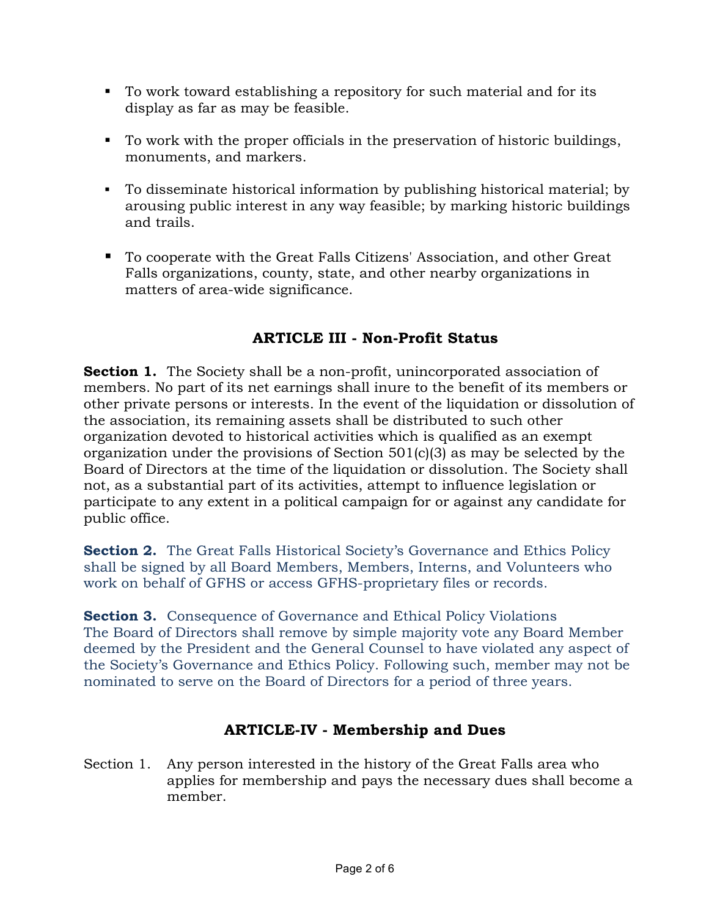- To work toward establishing a repository for such material and for its display as far as may be feasible.

- To work with the proper officials in the preservation of historic buildings, monuments, and markers.

- To disseminate historical information by publishing historical material; by arousing public interest in any way feasible; by marking historic buildings and trails.

- To cooperate with the Great Falls Citizens' Association, and other Great Falls organizations, county, state, and other nearby organizations in matters of area-wide significance.

## ARTICLE III - Non-Profit Status

**Section 1.** The Society shall be a non-profit, unincorporated association of members. No part of its net earnings shall inure to the benefit of its members or other private persons or interests. In the event of the liquidation or dissolution of the association, its remaining assets shall be distributed to such other organization devoted to historical activities which is qualified as an exempt organization under the provisions of Section 501(c)(3) as may be selected by the Board of Directors at the time of the liquidation or dissolution. The Society shall not, as a substantial part of its activities, attempt to influence legislation or participate to any extent in a political campaign for or against any candidate for public office.

**Section 2.** The Great Falls Historical Society's Governance and Ethics Policy shall be signed by all Board Members, Members, Interns, and Volunteers who work on behalf of GFHS or access GFHS-proprietary files or records.

**Section 3.** Consequence of Governance and Ethical Policy Violations
The Board of Directors shall remove by simple majority vote any Board Member deemed by the President and the General Counsel to have violated any aspect of the Society's Governance and Ethics Policy. Following such, member may not be nominated to serve on the Board of Directors for a period of three years.

## ARTICLE-IV - Membership and Dues

Section 1. Any person interested in the history of the Great Falls area who applies for membership and pays the necessary dues shall become a member.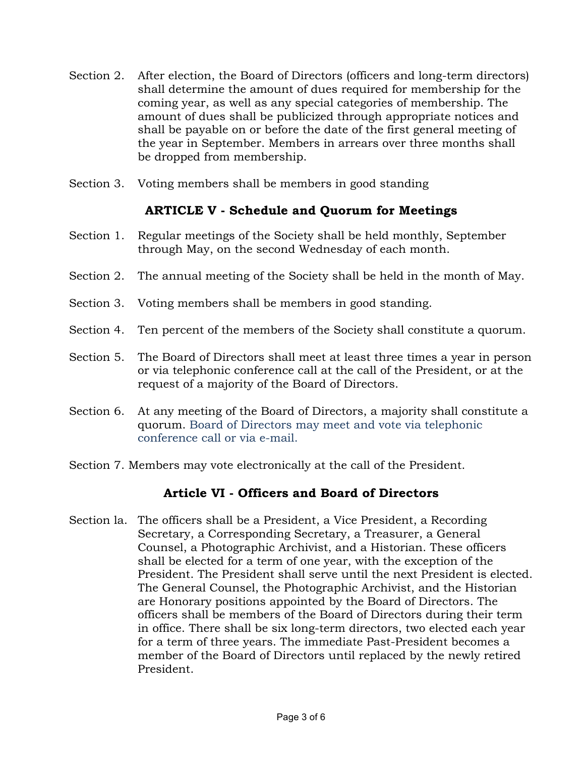Section 2. After election, the Board of Directors (officers and long-term directors) shall determine the amount of dues required for membership for the coming year, as well as any special categories of membership. The amount of dues shall be publicized through appropriate notices and shall be payable on or before the date of the first general meeting of the year in September. Members in arrears over three months shall be dropped from membership.

Section 3. Voting members shall be members in good standing

## ARTICLE V - Schedule and Quorum for Meetings

Section 1. Regular meetings of the Society shall be held monthly, September through May, on the second Wednesday of each month.

Section 2. The annual meeting of the Society shall be held in the month of May.

Section 3. Voting members shall be members in good standing.

Section 4. Ten percent of the members of the Society shall constitute a quorum.

Section 5. The Board of Directors shall meet at least three times a year in person or via telephonic conference call at the call of the President, or at the request of a majority of the Board of Directors.

Section 6. At any meeting of the Board of Directors, a majority shall constitute a quorum. Board of Directors may meet and vote via telephonic conference call or via e-mail.

Section 7. Members may vote electronically at the call of the President.

## Article VI - Officers and Board of Directors

Section la. The officers shall be a President, a Vice President, a Recording Secretary, a Corresponding Secretary, a Treasurer, a General Counsel, a Photographic Archivist, and a Historian. These officers shall be elected for a term of one year, with the exception of the President. The President shall serve until the next President is elected. The General Counsel, the Photographic Archivist, and the Historian are Honorary positions appointed by the Board of Directors. The officers shall be members of the Board of Directors during their term in office. There shall be six long-term directors, two elected each year for a term of three years. The immediate Past-President becomes a member of the Board of Directors until replaced by the newly retired President.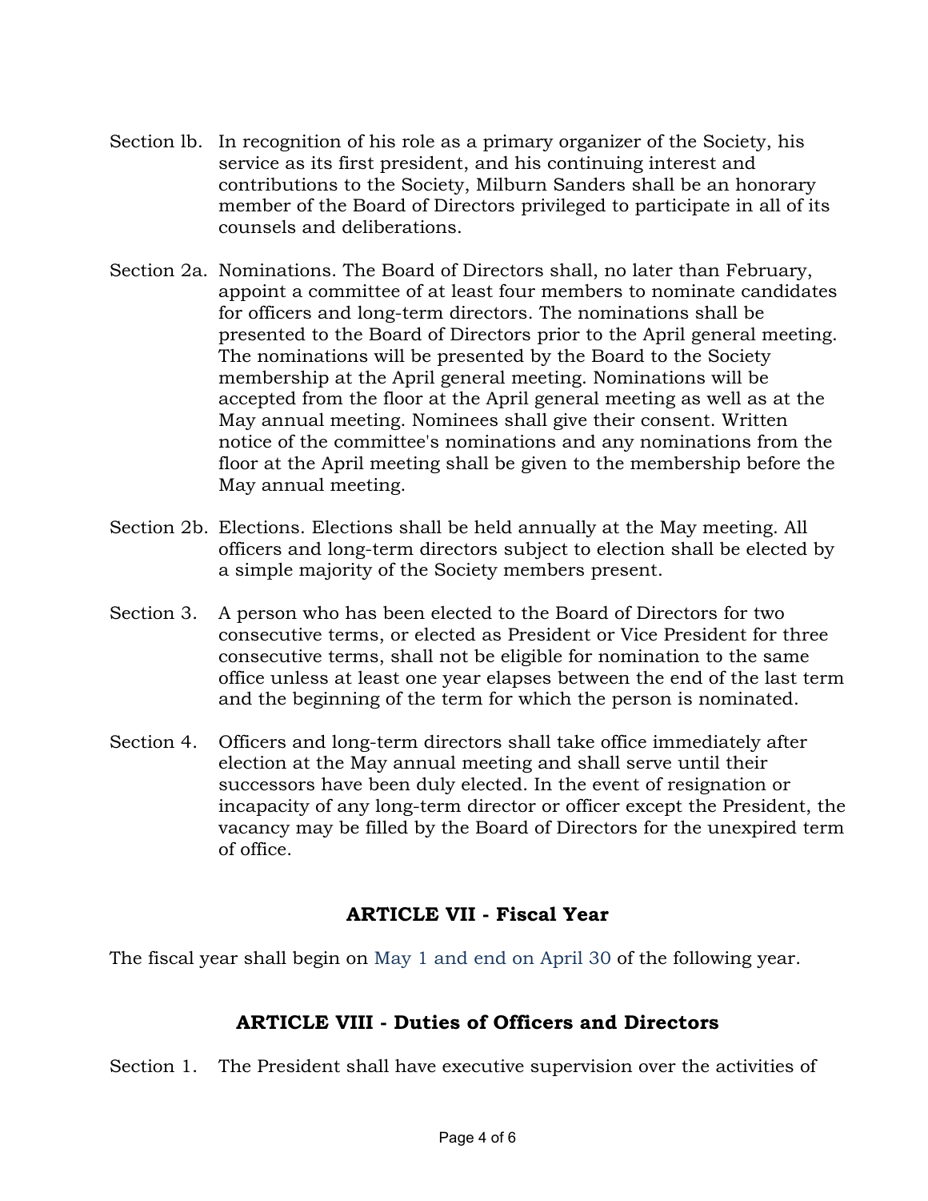Section lb. In recognition of his role as a primary organizer of the Society, his service as its first president, and his continuing interest and contributions to the Society, Milburn Sanders shall be an honorary member of the Board of Directors privileged to participate in all of its counsels and deliberations.

Section 2a. Nominations. The Board of Directors shall, no later than February, appoint a committee of at least four members to nominate candidates for officers and long-term directors. The nominations shall be presented to the Board of Directors prior to the April general meeting. The nominations will be presented by the Board to the Society membership at the April general meeting. Nominations will be accepted from the floor at the April general meeting as well as at the May annual meeting. Nominees shall give their consent. Written notice of the committee's nominations and any nominations from the floor at the April meeting shall be given to the membership before the May annual meeting.

Section 2b. Elections. Elections shall be held annually at the May meeting. All officers and long-term directors subject to election shall be elected by a simple majority of the Society members present.

Section 3. A person who has been elected to the Board of Directors for two consecutive terms, or elected as President or Vice President for three consecutive terms, shall not be eligible for nomination to the same office unless at least one year elapses between the end of the last term and the beginning of the term for which the person is nominated.

Section 4. Officers and long-term directors shall take office immediately after election at the May annual meeting and shall serve until their successors have been duly elected. In the event of resignation or incapacity of any long-term director or officer except the President, the vacancy may be filled by the Board of Directors for the unexpired term of office.

## ARTICLE VII - Fiscal Year

The fiscal year shall begin on May 1 and end on April 30 of the following year.

## ARTICLE VIII - Duties of Officers and Directors

Section 1. The President shall have executive supervision over the activities of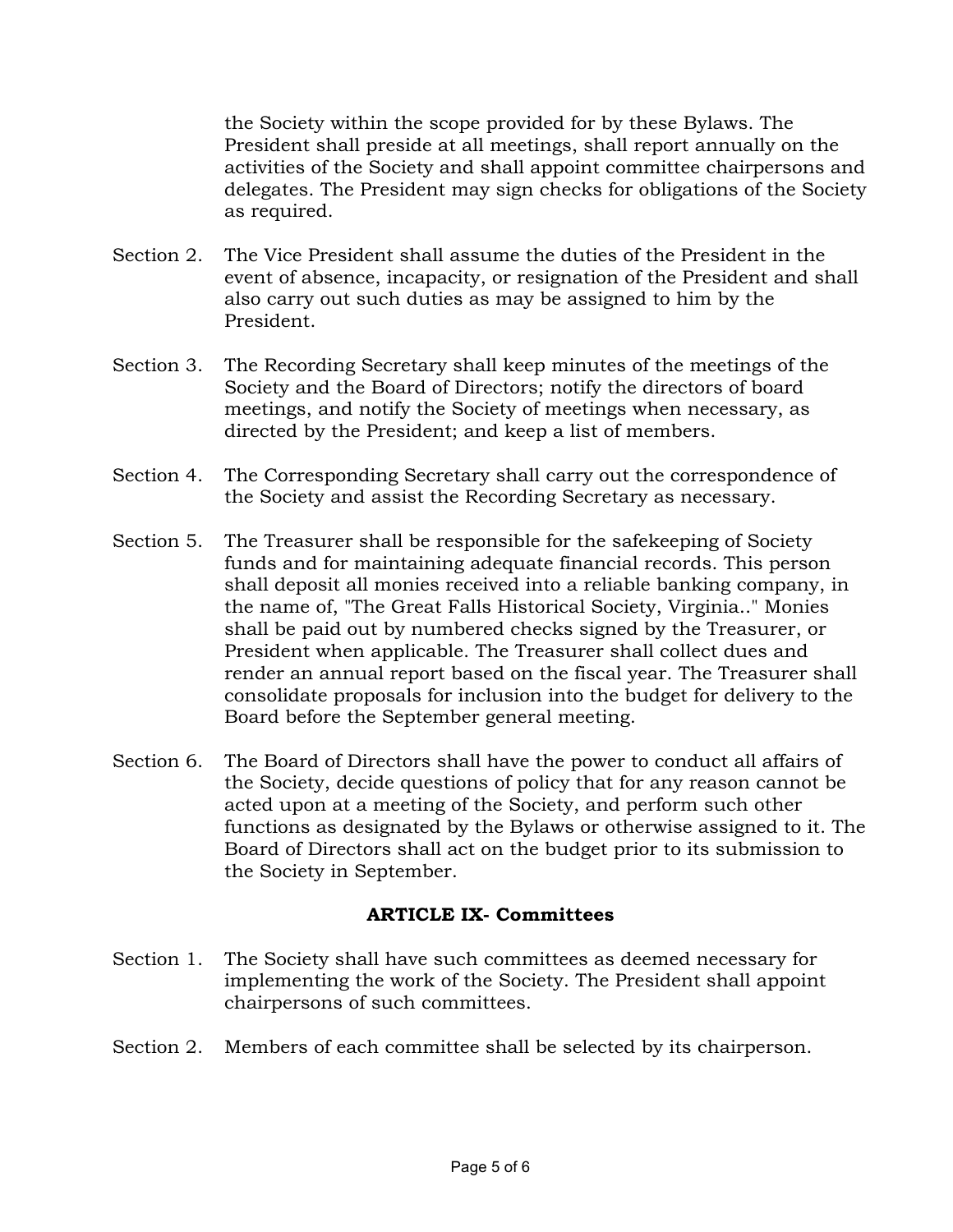the Society within the scope provided for by these Bylaws. The President shall preside at all meetings, shall report annually on the activities of the Society and shall appoint committee chairpersons and delegates. The President may sign checks for obligations of the Society as required.

Section 2. The Vice President shall assume the duties of the President in the event of absence, incapacity, or resignation of the President and shall also carry out such duties as may be assigned to him by the President.

Section 3. The Recording Secretary shall keep minutes of the meetings of the Society and the Board of Directors; notify the directors of board meetings, and notify the Society of meetings when necessary, as directed by the President; and keep a list of members.

Section 4. The Corresponding Secretary shall carry out the correspondence of the Society and assist the Recording Secretary as necessary.

Section 5. The Treasurer shall be responsible for the safekeeping of Society funds and for maintaining adequate financial records. This person shall deposit all monies received into a reliable banking company, in the name of, "The Great Falls Historical Society, Virginia.." Monies shall be paid out by numbered checks signed by the Treasurer, or President when applicable. The Treasurer shall collect dues and render an annual report based on the fiscal year. The Treasurer shall consolidate proposals for inclusion into the budget for delivery to the Board before the September general meeting.

Section 6. The Board of Directors shall have the power to conduct all affairs of the Society, decide questions of policy that for any reason cannot be acted upon at a meeting of the Society, and perform such other functions as designated by the Bylaws or otherwise assigned to it. The Board of Directors shall act on the budget prior to its submission to the Society in September.

## ARTICLE IX- Committees

Section 1. The Society shall have such committees as deemed necessary for implementing the work of the Society. The President shall appoint chairpersons of such committees.

Section 2. Members of each committee shall be selected by its chairperson.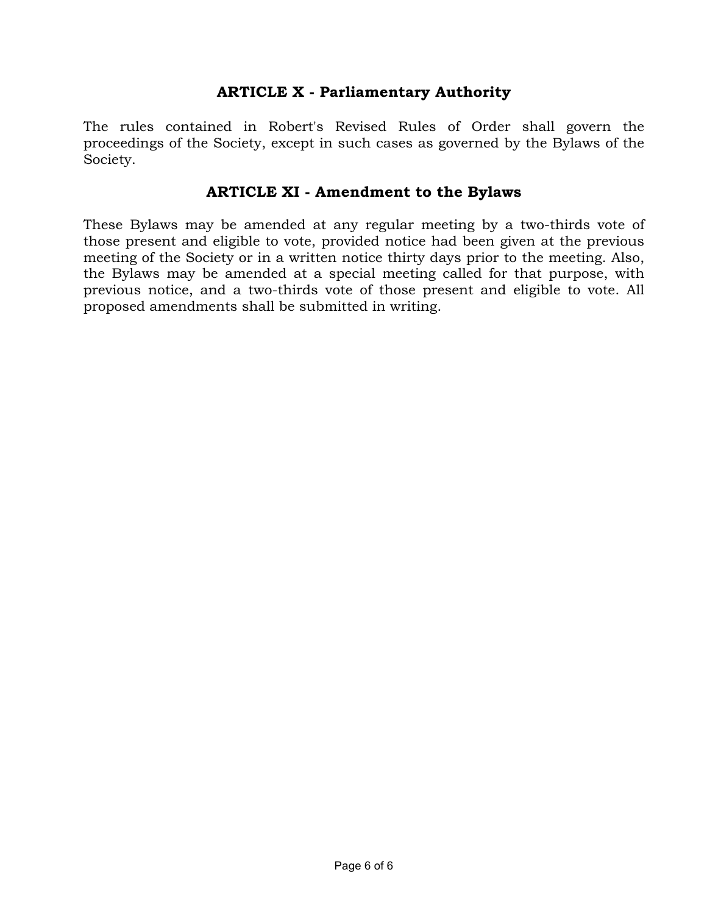## ARTICLE X - Parliamentary Authority

The rules contained in Robert's Revised Rules of Order shall govern the proceedings of the Society, except in such cases as governed by the Bylaws of the Society.

## ARTICLE XI - Amendment to the Bylaws

These Bylaws may be amended at any regular meeting by a two-thirds vote of those present and eligible to vote, provided notice had been given at the previous meeting of the Society or in a written notice thirty days prior to the meeting. Also, the Bylaws may be amended at a special meeting called for that purpose, with previous notice, and a two-thirds vote of those present and eligible to vote. All proposed amendments shall be submitted in writing.